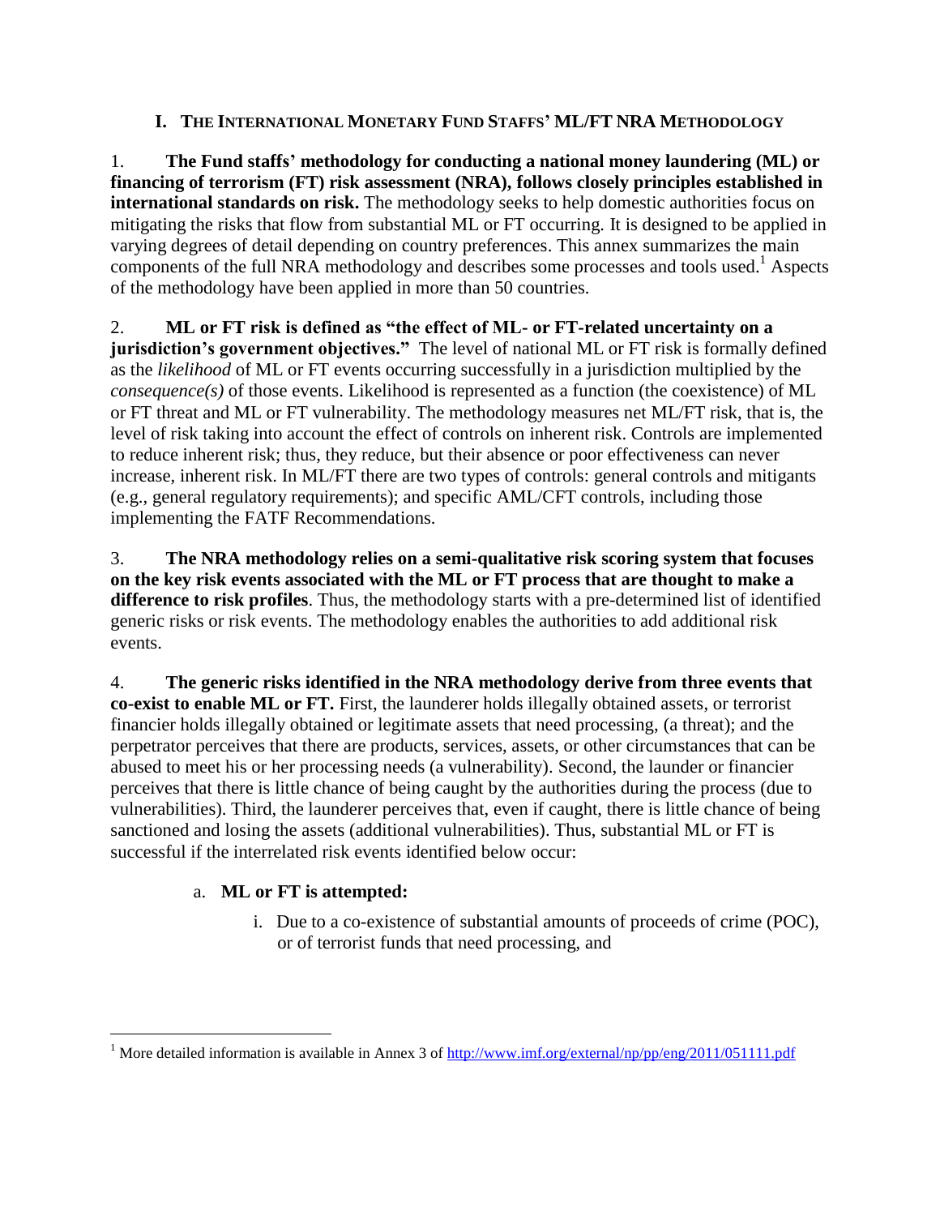## I. The International Monetary Fund Staffs' ML/FT NRA Methodology

1. **The Fund staffs' methodology for conducting a national money laundering (ML) or financing of terrorism (FT) risk assessment (NRA), follows closely principles established in international standards on risk.** The methodology seeks to help domestic authorities focus on mitigating the risks that flow from substantial ML or FT occurring. It is designed to be applied in varying degrees of detail depending on country preferences. This annex summarizes the main components of the full NRA methodology and describes some processes and tools used.[1] Aspects of the methodology have been applied in more than 50 countries.

2. **ML or FT risk is defined as "the effect of ML- or FT-related uncertainty on a jurisdiction's government objectives."** The level of national ML or FT risk is formally defined as the *likelihood* of ML or FT events occurring successfully in a jurisdiction multiplied by the *consequence(s)* of those events. Likelihood is represented as a function (the coexistence) of ML or FT threat and ML or FT vulnerability. The methodology measures net ML/FT risk, that is, the level of risk taking into account the effect of controls on inherent risk. Controls are implemented to reduce inherent risk; thus, they reduce, but their absence or poor effectiveness can never increase, inherent risk. In ML/FT there are two types of controls: general controls and mitigants (e.g., general regulatory requirements); and specific AML/CFT controls, including those implementing the FATF Recommendations.

3. **The NRA methodology relies on a semi-qualitative risk scoring system that focuses on the key risk events associated with the ML or FT process that are thought to make a difference to risk profiles**. Thus, the methodology starts with a pre-determined list of identified generic risks or risk events. The methodology enables the authorities to add additional risk events.

4. **The generic risks identified in the NRA methodology derive from three events that co-exist to enable ML or FT.** First, the launderer holds illegally obtained assets, or terrorist financier holds illegally obtained or legitimate assets that need processing, (a threat); and the perpetrator perceives that there are products, services, assets, or other circumstances that can be abused to meet his or her processing needs (a vulnerability). Second, the launder or financier perceives that there is little chance of being caught by the authorities during the process (due to vulnerabilities). Third, the launderer perceives that, even if caught, there is little chance of being sanctioned and losing the assets (additional vulnerabilities). Thus, substantial ML or FT is successful if the interrelated risk events identified below occur:

   a. **ML or FT is attempted:**

      i. Due to a co-existence of substantial amounts of proceeds of crime (POC), or of terrorist funds that need processing, and

---

[1] More detailed information is available in Annex 3 of http://www.imf.org/external/np/pp/eng/2011/051111.pdf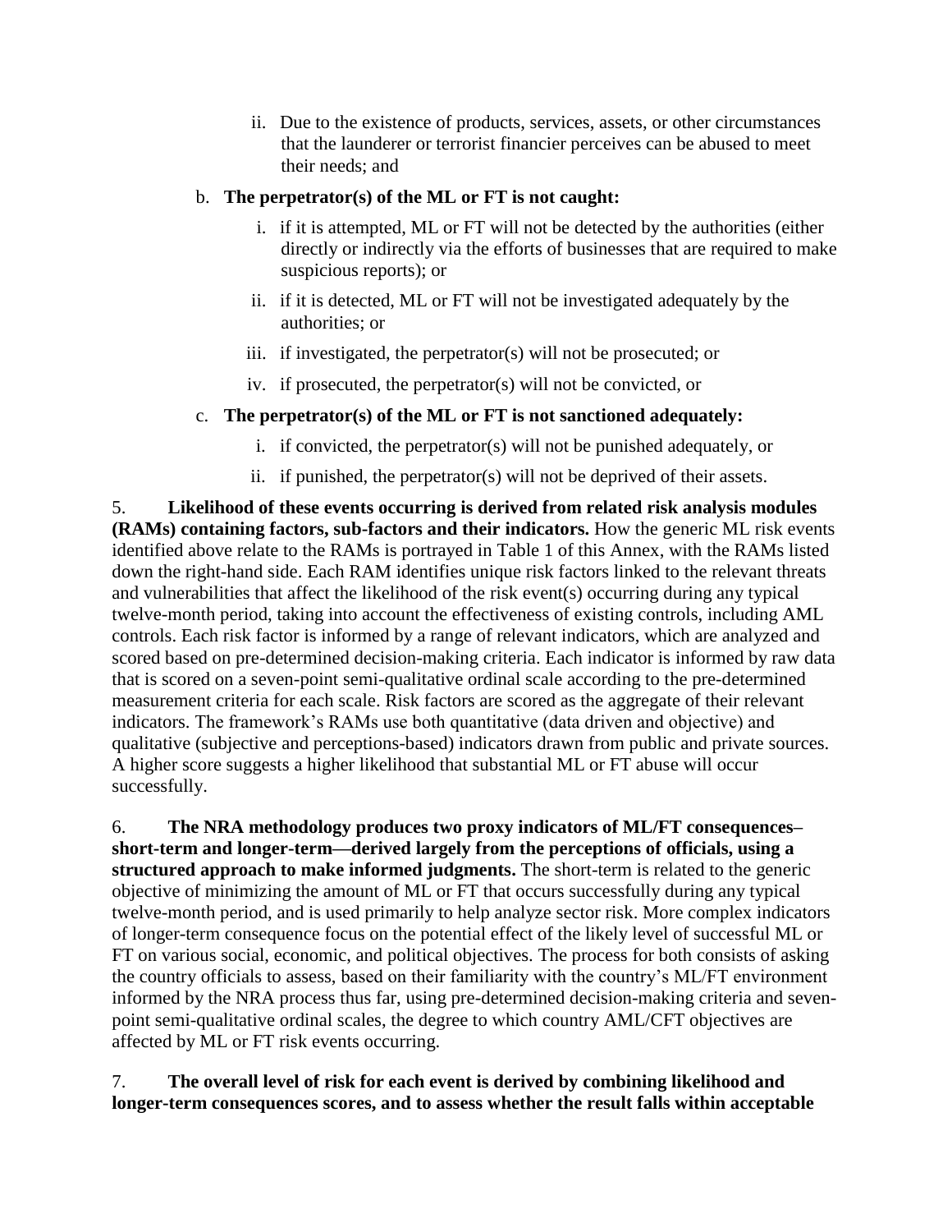ii. Due to the existence of products, services, assets, or other circumstances that the launderer or terrorist financier perceives can be abused to meet their needs; and

b. **The perpetrator(s) of the ML or FT is not caught:**

   i. if it is attempted, ML or FT will not be detected by the authorities (either directly or indirectly via the efforts of businesses that are required to make suspicious reports); or

   ii. if it is detected, ML or FT will not be investigated adequately by the authorities; or

   iii. if investigated, the perpetrator(s) will not be prosecuted; or

   iv. if prosecuted, the perpetrator(s) will not be convicted, or

c. **The perpetrator(s) of the ML or FT is not sanctioned adequately:**

   i. if convicted, the perpetrator(s) will not be punished adequately, or

   ii. if punished, the perpetrator(s) will not be deprived of their assets.

5. **Likelihood of these events occurring is derived from related risk analysis modules (RAMs) containing factors, sub-factors and their indicators.** How the generic ML risk events identified above relate to the RAMs is portrayed in Table 1 of this Annex, with the RAMs listed down the right-hand side. Each RAM identifies unique risk factors linked to the relevant threats and vulnerabilities that affect the likelihood of the risk event(s) occurring during any typical twelve-month period, taking into account the effectiveness of existing controls, including AML controls. Each risk factor is informed by a range of relevant indicators, which are analyzed and scored based on pre-determined decision-making criteria. Each indicator is informed by raw data that is scored on a seven-point semi-qualitative ordinal scale according to the pre-determined measurement criteria for each scale. Risk factors are scored as the aggregate of their relevant indicators. The framework's RAMs use both quantitative (data driven and objective) and qualitative (subjective and perceptions-based) indicators drawn from public and private sources. A higher score suggests a higher likelihood that substantial ML or FT abuse will occur successfully.

6. **The NRA methodology produces two proxy indicators of ML/FT consequences– short-term and longer-term—derived largely from the perceptions of officials, using a structured approach to make informed judgments.** The short-term is related to the generic objective of minimizing the amount of ML or FT that occurs successfully during any typical twelve-month period, and is used primarily to help analyze sector risk. More complex indicators of longer-term consequence focus on the potential effect of the likely level of successful ML or FT on various social, economic, and political objectives. The process for both consists of asking the country officials to assess, based on their familiarity with the country's ML/FT environment informed by the NRA process thus far, using pre-determined decision-making criteria and seven-point semi-qualitative ordinal scales, the degree to which country AML/CFT objectives are affected by ML or FT risk events occurring.

7. **The overall level of risk for each event is derived by combining likelihood and longer-term consequences scores, and to assess whether the result falls within acceptable**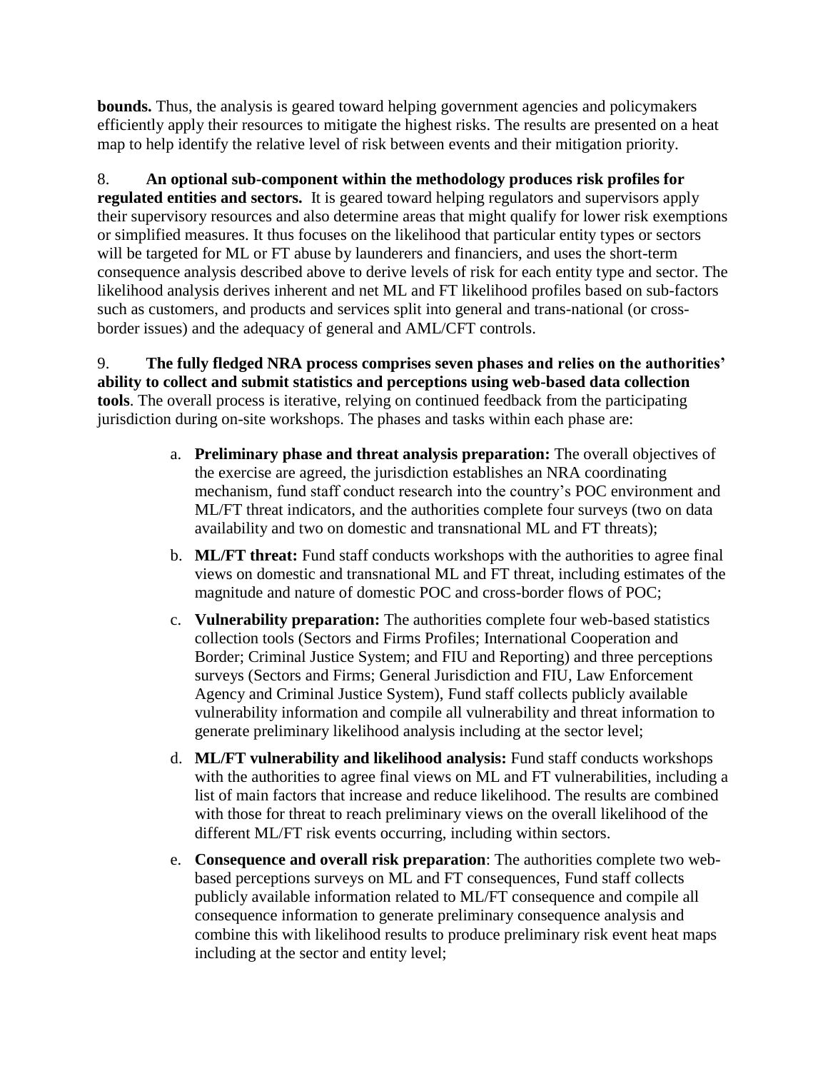**bounds.** Thus, the analysis is geared toward helping government agencies and policymakers efficiently apply their resources to mitigate the highest risks. The results are presented on a heat map to help identify the relative level of risk between events and their mitigation priority.

8. **An optional sub-component within the methodology produces risk profiles for regulated entities and sectors.** It is geared toward helping regulators and supervisors apply their supervisory resources and also determine areas that might qualify for lower risk exemptions or simplified measures. It thus focuses on the likelihood that particular entity types or sectors will be targeted for ML or FT abuse by launderers and financiers, and uses the short-term consequence analysis described above to derive levels of risk for each entity type and sector. The likelihood analysis derives inherent and net ML and FT likelihood profiles based on sub-factors such as customers, and products and services split into general and trans-national (or cross-border issues) and the adequacy of general and AML/CFT controls.

9. **The fully fledged NRA process comprises seven phases and relies on the authorities' ability to collect and submit statistics and perceptions using web-based data collection tools**. The overall process is iterative, relying on continued feedback from the participating jurisdiction during on-site workshops. The phases and tasks within each phase are:

a. **Preliminary phase and threat analysis preparation:** The overall objectives of the exercise are agreed, the jurisdiction establishes an NRA coordinating mechanism, fund staff conduct research into the country's POC environment and ML/FT threat indicators, and the authorities complete four surveys (two on data availability and two on domestic and transnational ML and FT threats);

b. **ML/FT threat:** Fund staff conducts workshops with the authorities to agree final views on domestic and transnational ML and FT threat, including estimates of the magnitude and nature of domestic POC and cross-border flows of POC;

c. **Vulnerability preparation:** The authorities complete four web-based statistics collection tools (Sectors and Firms Profiles; International Cooperation and Border; Criminal Justice System; and FIU and Reporting) and three perceptions surveys (Sectors and Firms; General Jurisdiction and FIU, Law Enforcement Agency and Criminal Justice System), Fund staff collects publicly available vulnerability information and compile all vulnerability and threat information to generate preliminary likelihood analysis including at the sector level;

d. **ML/FT vulnerability and likelihood analysis:** Fund staff conducts workshops with the authorities to agree final views on ML and FT vulnerabilities, including a list of main factors that increase and reduce likelihood. The results are combined with those for threat to reach preliminary views on the overall likelihood of the different ML/FT risk events occurring, including within sectors.

e. **Consequence and overall risk preparation**: The authorities complete two web-based perceptions surveys on ML and FT consequences, Fund staff collects publicly available information related to ML/FT consequence and compile all consequence information to generate preliminary consequence analysis and combine this with likelihood results to produce preliminary risk event heat maps including at the sector and entity level;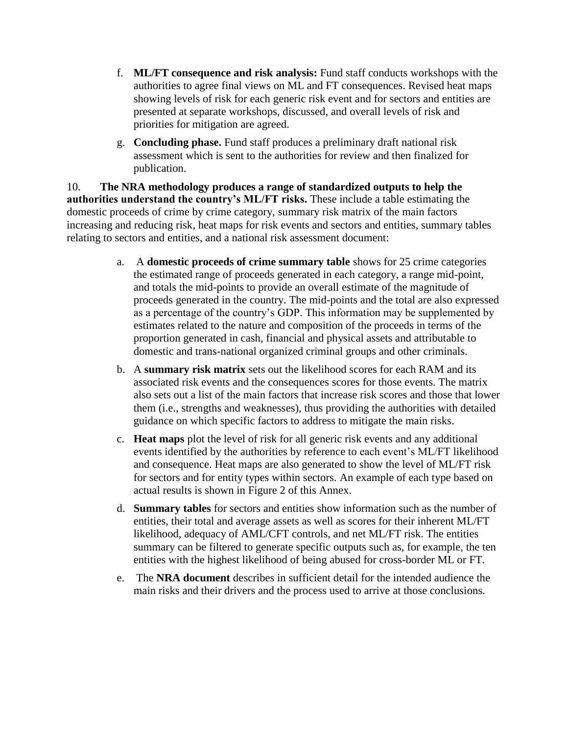f. **ML/FT consequence and risk analysis:** Fund staff conducts workshops with the authorities to agree final views on ML and FT consequences. Revised heat maps showing levels of risk for each generic risk event and for sectors and entities are presented at separate workshops, discussed, and overall levels of risk and priorities for mitigation are agreed.

g. **Concluding phase.** Fund staff produces a preliminary draft national risk assessment which is sent to the authorities for review and then finalized for publication.

10. **The NRA methodology produces a range of standardized outputs to help the authorities understand the country's ML/FT risks.** These include a table estimating the domestic proceeds of crime by crime category, summary risk matrix of the main factors increasing and reducing risk, heat maps for risk events and sectors and entities, summary tables relating to sectors and entities, and a national risk assessment document:

a. A **domestic proceeds of crime summary table** shows for 25 crime categories the estimated range of proceeds generated in each category, a range mid-point, and totals the mid-points to provide an overall estimate of the magnitude of proceeds generated in the country. The mid-points and the total are also expressed as a percentage of the country's GDP. This information may be supplemented by estimates related to the nature and composition of the proceeds in terms of the proportion generated in cash, financial and physical assets and attributable to domestic and trans-national organized criminal groups and other criminals.

b. A **summary risk matrix** sets out the likelihood scores for each RAM and its associated risk events and the consequences scores for those events. The matrix also sets out a list of the main factors that increase risk scores and those that lower them (i.e., strengths and weaknesses), thus providing the authorities with detailed guidance on which specific factors to address to mitigate the main risks.

c. **Heat maps** plot the level of risk for all generic risk events and any additional events identified by the authorities by reference to each event's ML/FT likelihood and consequence. Heat maps are also generated to show the level of ML/FT risk for sectors and for entity types within sectors. An example of each type based on actual results is shown in Figure 2 of this Annex.

d. **Summary tables** for sectors and entities show information such as the number of entities, their total and average assets as well as scores for their inherent ML/FT likelihood, adequacy of AML/CFT controls, and net ML/FT risk. The entities summary can be filtered to generate specific outputs such as, for example, the ten entities with the highest likelihood of being abused for cross-border ML or FT.

e. The **NRA document** describes in sufficient detail for the intended audience the main risks and their drivers and the process used to arrive at those conclusions.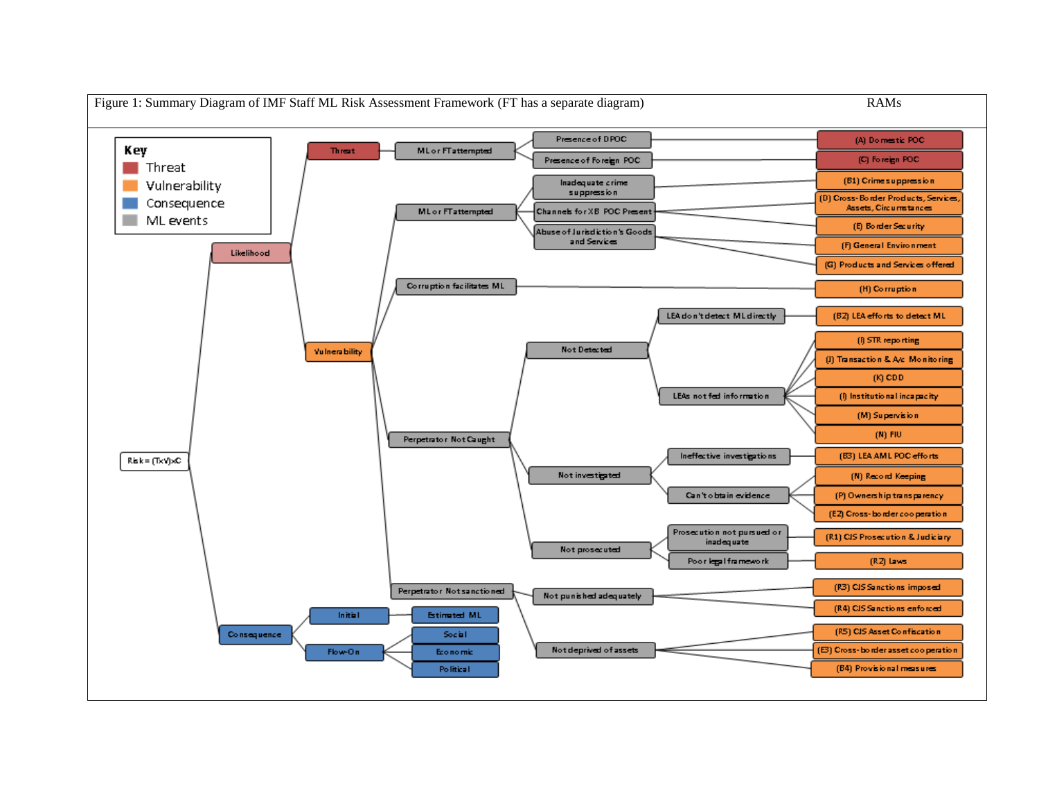Figure 1: Summary Diagram of IMF Staff ML Risk Assessment Framework (FT has a separate diagram) RAMs

Key
Threat
Vulnerability
Consequence
ML events

Risk = (TxV)xC

Likelihood

Threat

ML or FT attempted

Presence of D POC

Presence of Foreign POC

(A) Domestic POC

(C) Foreign POC

Vulnerability

ML or FT attempted

Inadequate crime suppression

Channels for XB POC Present

Abuse of Jurisdiction's Goods and Services

(B1) Crime suppression

(D) Cross-Border Products, Services, Assets, Circumstances

(E) Border Security

(F) General Environment

(G) Products and Services offered

Corruption facilitates ML

(H) Corruption

Perpetrator Not Caught

Not Detected

LEA don't detect ML directly

(B2) LEA efforts to detect ML

LEAs not fed information

(I) STR reporting

(J) Transaction & A/c Monitoring

(K) CDD

(L) Institutional incapacity

(M) Supervision

(N) FIU

Not investigated

Ineffective investigations

(B3) LEA AML POC efforts

Can't obtain evidence

(N) Record Keeping

(P) Ownership transparency

(E2) Cross-border cooperation

Not prosecuted

Prosecution not pursued or inadequate

(R1) CJS Prosecution & Judiciary

Poor legal framework

(R2) Laws

Perpetrator Not sanctioned

Not punished adequately

(R3) CJS Sanctions imposed

(R4) CJS Sanctions enforced

Not deprived of assets

(R5) CJS Asset Confiscation

(E3) Cross-border asset cooperation

(B4) Provisional measures

Consequence

Initial

Estimated ML

Flow-On

Social

Economic

Political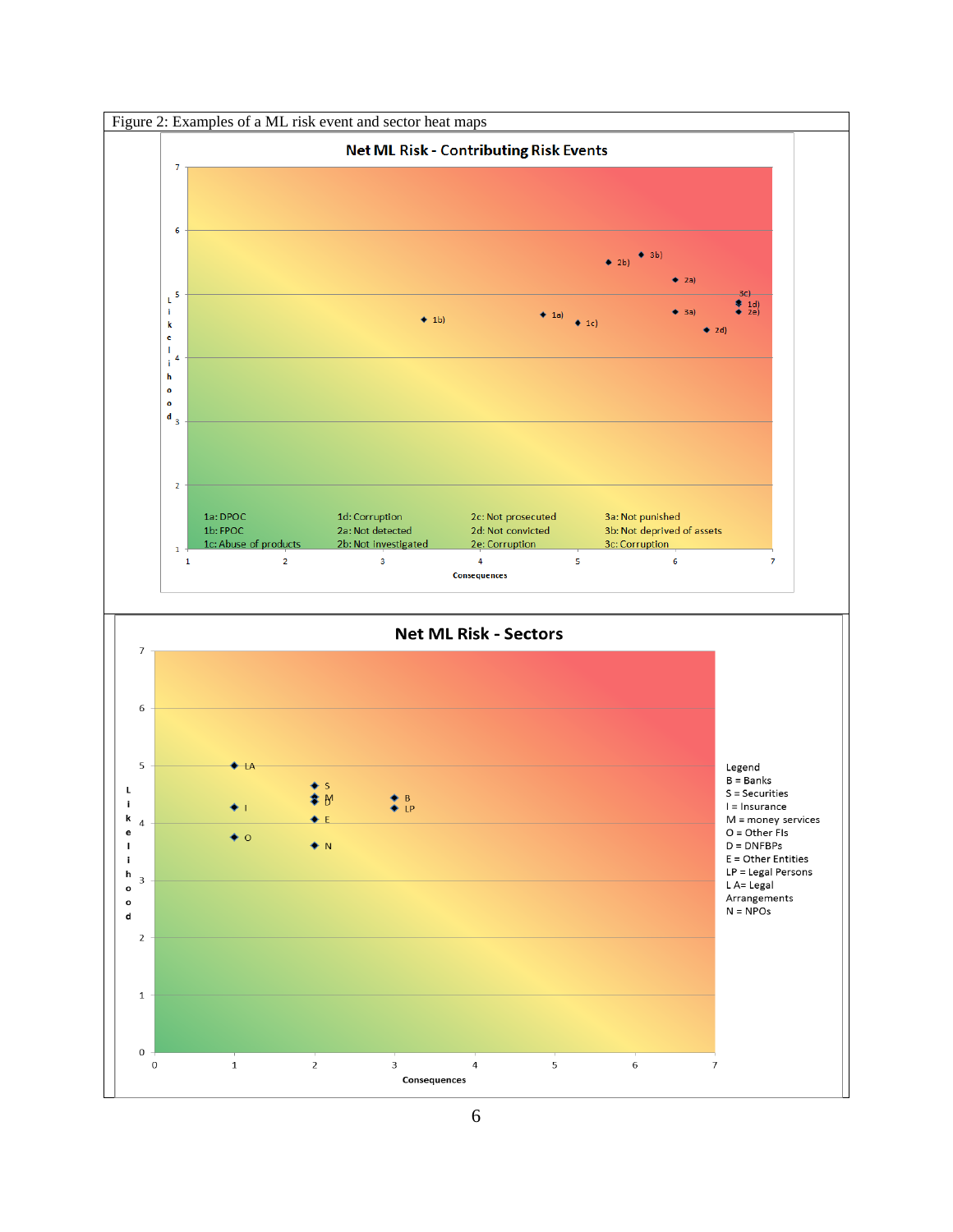Figure 2: Examples of a ML risk event and sector heat maps

**Net ML Risk - Contributing Risk Events**

Likelihood

7
6
5
4
3
2
1

Consequences

1 2 3 4 5 6 7

3b)
2b)
2a)
3c)
1d)
2e)
3a)
2d)
1b)
1a)
1c)

1a: DPOC
1b: FPOC
1c: Abuse of products
1d: Corruption
2a: Not detected
2b: Not investigated
2c: Not prosecuted
2d: Not convicted
2e: Corruption
3a: Not punished
3b: Not deprived of assets
3c: Corruption

**Net ML Risk - Sectors**

Likelihood

7
6
5
4
3
2
1
0

Consequences

0 1 2 3 4 5 6 7

LA
S
M
D
B
LP
I
E
O
N

Legend
B = Banks
S = Securities
I = Insurance
M = money services
O = Other FIs
D = DNFBPs
E = Other Entities
LP = Legal Persons
L A= Legal Arrangements
N = NPOs